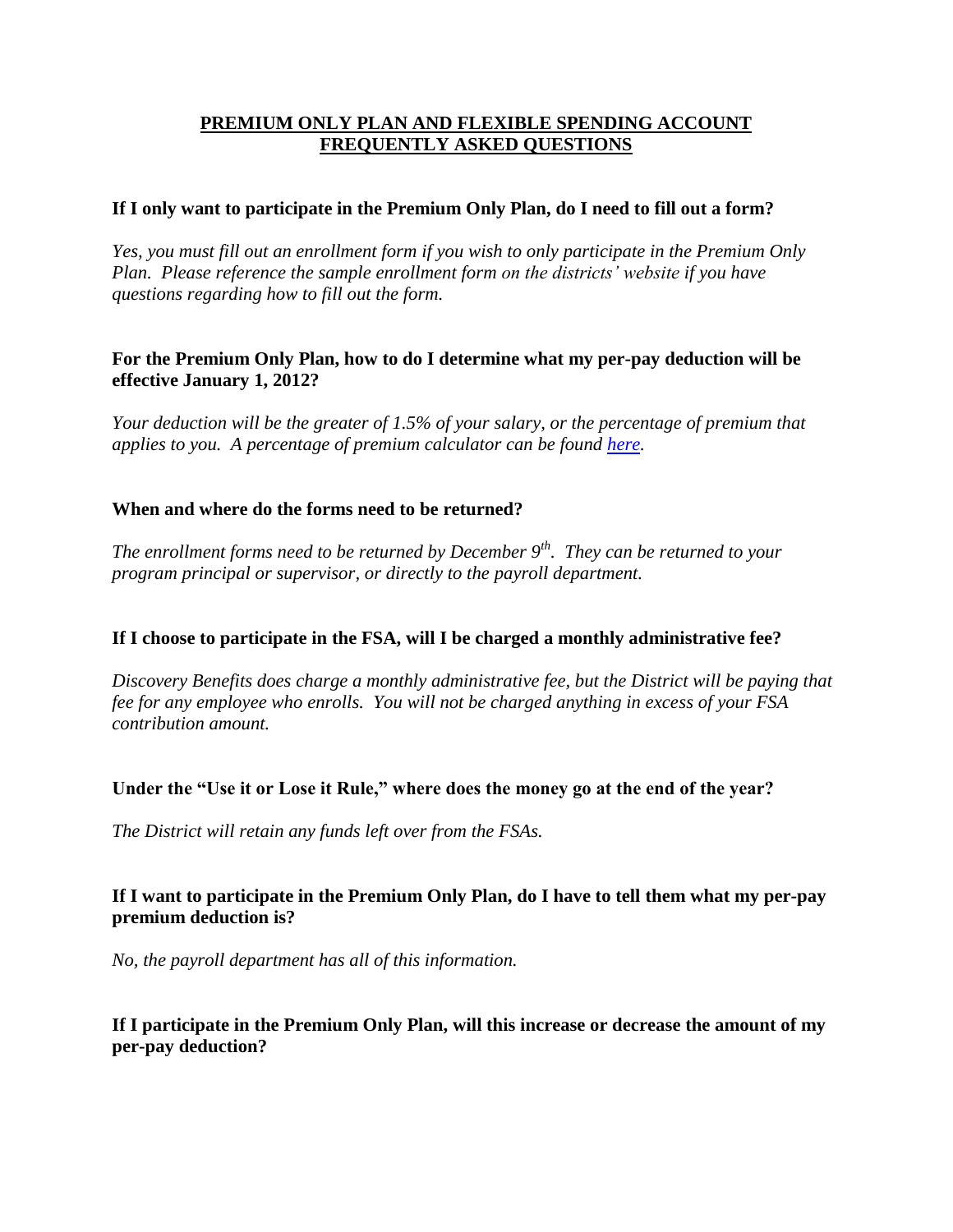# PREMIUM ONLY PLAN AND FLEXIBLE SPENDING ACCOUNT FREQUENTLY ASKED QUESTIONS

**If I only want to participate in the Premium Only Plan, do I need to fill out a form?**

*Yes, you must fill out an enrollment form if you wish to only participate in the Premium Only Plan. Please reference the sample enrollment form on the districts' website if you have questions regarding how to fill out the form.*

**For the Premium Only Plan, how to do I determine what my per-pay deduction will be effective January 1, 2012?**

*Your deduction will be the greater of 1.5% of your salary, or the percentage of premium that applies to you. A percentage of premium calculator can be found [here](here).*

**When and where do the forms need to be returned?**

*The enrollment forms need to be returned by December 9th. They can be returned to your program principal or supervisor, or directly to the payroll department.*

**If I choose to participate in the FSA, will I be charged a monthly administrative fee?**

*Discovery Benefits does charge a monthly administrative fee, but the District will be paying that fee for any employee who enrolls. You will not be charged anything in excess of your FSA contribution amount.*

**Under the "Use it or Lose it Rule," where does the money go at the end of the year?**

*The District will retain any funds left over from the FSAs.*

**If I want to participate in the Premium Only Plan, do I have to tell them what my per-pay premium deduction is?**

*No, the payroll department has all of this information.*

**If I participate in the Premium Only Plan, will this increase or decrease the amount of my per-pay deduction?**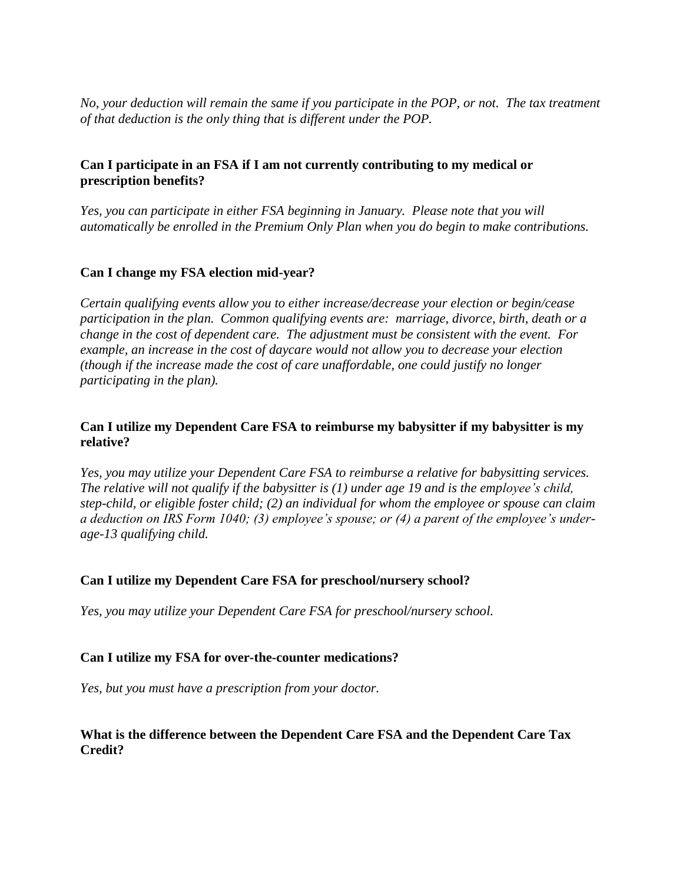*No, your deduction will remain the same if you participate in the POP, or not. The tax treatment of that deduction is the only thing that is different under the POP.*

**Can I participate in an FSA if I am not currently contributing to my medical or prescription benefits?**

*Yes, you can participate in either FSA beginning in January. Please note that you will automatically be enrolled in the Premium Only Plan when you do begin to make contributions.*

**Can I change my FSA election mid-year?**

*Certain qualifying events allow you to either increase/decrease your election or begin/cease participation in the plan. Common qualifying events are: marriage, divorce, birth, death or a change in the cost of dependent care. The adjustment must be consistent with the event. For example, an increase in the cost of daycare would not allow you to decrease your election (though if the increase made the cost of care unaffordable, one could justify no longer participating in the plan).*

**Can I utilize my Dependent Care FSA to reimburse my babysitter if my babysitter is my relative?**

*Yes, you may utilize your Dependent Care FSA to reimburse a relative for babysitting services. The relative will not qualify if the babysitter is (1) under age 19 and is the employee's child, step-child, or eligible foster child; (2) an individual for whom the employee or spouse can claim a deduction on IRS Form 1040; (3) employee's spouse; or (4) a parent of the employee's under-age-13 qualifying child.*

**Can I utilize my Dependent Care FSA for preschool/nursery school?**

*Yes, you may utilize your Dependent Care FSA for preschool/nursery school.*

**Can I utilize my FSA for over-the-counter medications?**

*Yes, but you must have a prescription from your doctor.*

**What is the difference between the Dependent Care FSA and the Dependent Care Tax Credit?**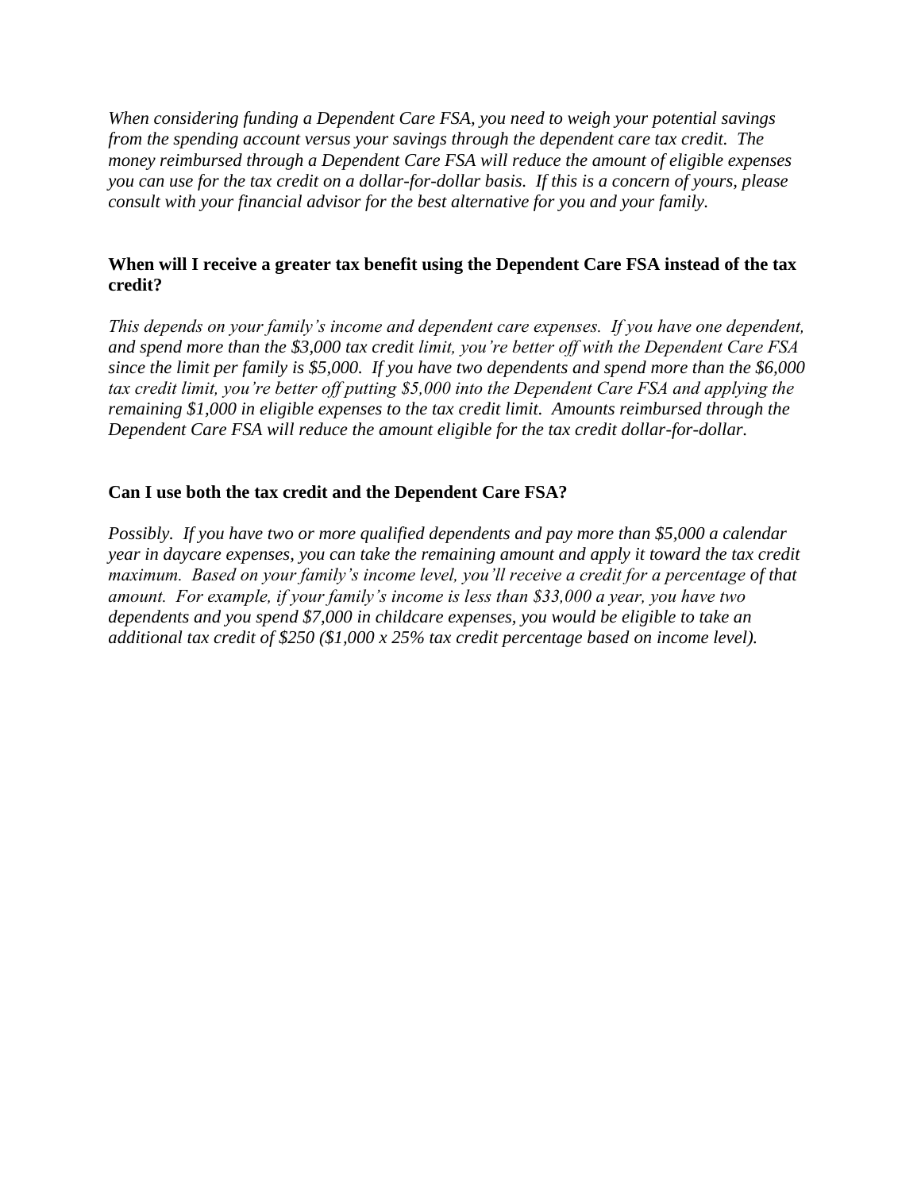*When considering funding a Dependent Care FSA, you need to weigh your potential savings from the spending account versus your savings through the dependent care tax credit. The money reimbursed through a Dependent Care FSA will reduce the amount of eligible expenses you can use for the tax credit on a dollar-for-dollar basis. If this is a concern of yours, please consult with your financial advisor for the best alternative for you and your family.*

**When will I receive a greater tax benefit using the Dependent Care FSA instead of the tax credit?**

*This depends on your family's income and dependent care expenses. If you have one dependent, and spend more than the $3,000 tax credit limit, you're better off with the Dependent Care FSA since the limit per family is $5,000. If you have two dependents and spend more than the $6,000 tax credit limit, you're better off putting $5,000 into the Dependent Care FSA and applying the remaining $1,000 in eligible expenses to the tax credit limit. Amounts reimbursed through the Dependent Care FSA will reduce the amount eligible for the tax credit dollar-for-dollar.*

**Can I use both the tax credit and the Dependent Care FSA?**

*Possibly. If you have two or more qualified dependents and pay more than $5,000 a calendar year in daycare expenses, you can take the remaining amount and apply it toward the tax credit maximum. Based on your family's income level, you'll receive a credit for a percentage of that amount. For example, if your family's income is less than $33,000 a year, you have two dependents and you spend $7,000 in childcare expenses, you would be eligible to take an additional tax credit of $250 ($1,000 x 25% tax credit percentage based on income level).*